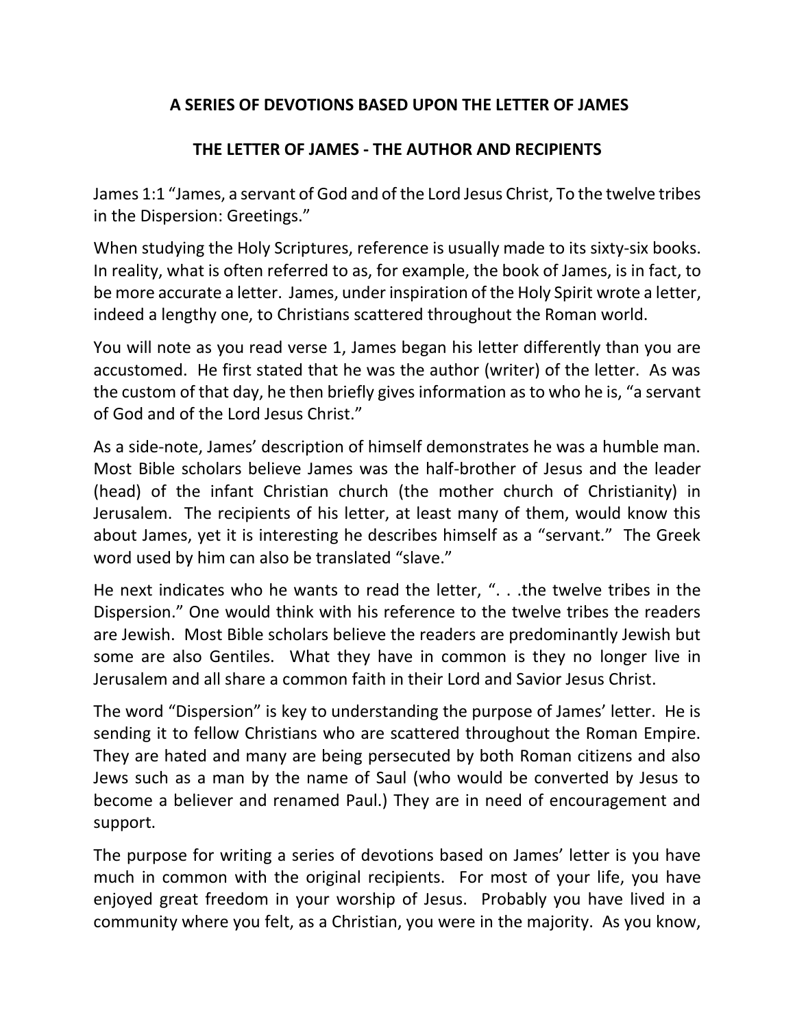## A SERIES OF DEVOTIONS BASED UPON THE LETTER OF JAMES

## THE LETTER OF JAMES - THE AUTHOR AND RECIPIENTS

James 1:1 "James, a servant of God and of the Lord Jesus Christ, To the twelve tribes in the Dispersion: Greetings."

When studying the Holy Scriptures, reference is usually made to its sixty-six books. In reality, what is often referred to as, for example, the book of James, is in fact, to be more accurate a letter. James, under inspiration of the Holy Spirit wrote a letter, indeed a lengthy one, to Christians scattered throughout the Roman world.

You will note as you read verse 1, James began his letter differently than you are accustomed. He first stated that he was the author (writer) of the letter. As was the custom of that day, he then briefly gives information as to who he is, "a servant of God and of the Lord Jesus Christ."

As a side-note, James' description of himself demonstrates he was a humble man. Most Bible scholars believe James was the half-brother of Jesus and the leader (head) of the infant Christian church (the mother church of Christianity) in Jerusalem. The recipients of his letter, at least many of them, would know this about James, yet it is interesting he describes himself as a "servant." The Greek word used by him can also be translated "slave."

He next indicates who he wants to read the letter, ". . .the twelve tribes in the Dispersion." One would think with his reference to the twelve tribes the readers are Jewish. Most Bible scholars believe the readers are predominantly Jewish but some are also Gentiles. What they have in common is they no longer live in Jerusalem and all share a common faith in their Lord and Savior Jesus Christ.

The word "Dispersion" is key to understanding the purpose of James' letter. He is sending it to fellow Christians who are scattered throughout the Roman Empire. They are hated and many are being persecuted by both Roman citizens and also Jews such as a man by the name of Saul (who would be converted by Jesus to become a believer and renamed Paul.) They are in need of encouragement and support.

The purpose for writing a series of devotions based on James' letter is you have much in common with the original recipients. For most of your life, you have enjoyed great freedom in your worship of Jesus. Probably you have lived in a community where you felt, as a Christian, you were in the majority. As you know,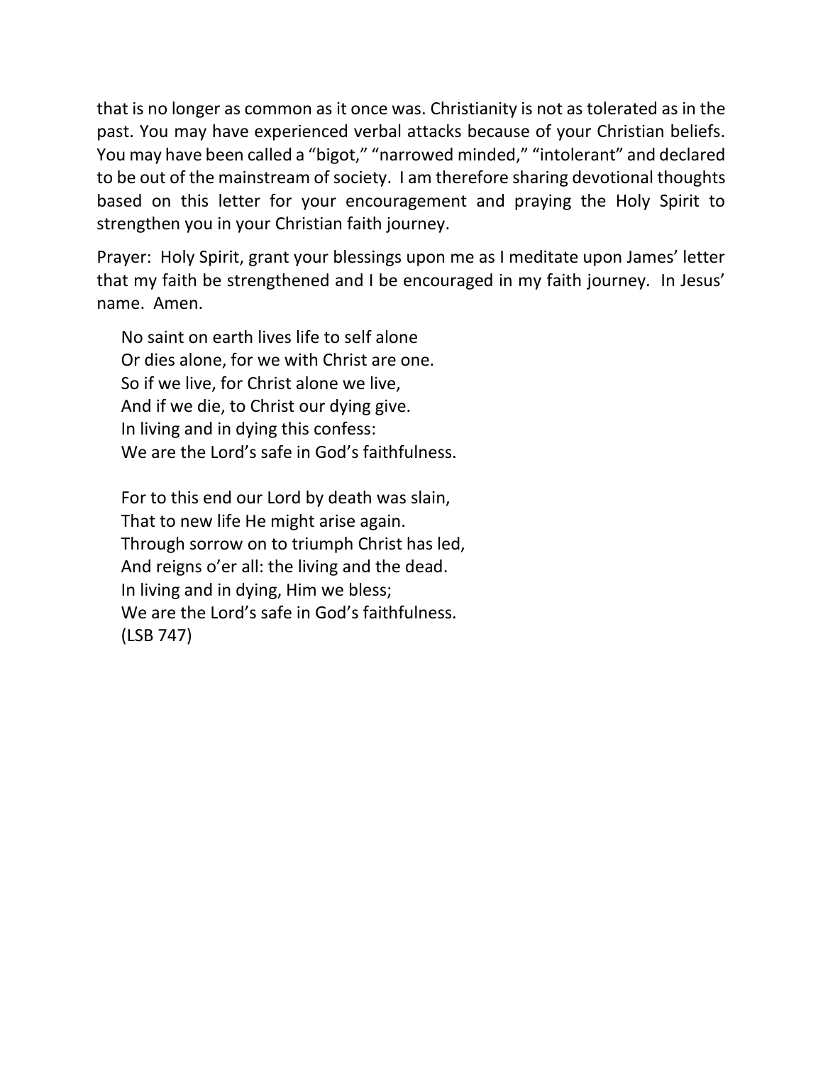that is no longer as common as it once was. Christianity is not as tolerated as in the past. You may have experienced verbal attacks because of your Christian beliefs. You may have been called a "bigot," "narrowed minded," "intolerant" and declared to be out of the mainstream of society. I am therefore sharing devotional thoughts based on this letter for your encouragement and praying the Holy Spirit to strengthen you in your Christian faith journey.

Prayer: Holy Spirit, grant your blessings upon me as I meditate upon James' letter that my faith be strengthened and I be encouraged in my faith journey. In Jesus' name. Amen.

No saint on earth lives life to self alone  
Or dies alone, for we with Christ are one.  
So if we live, for Christ alone we live,  
And if we die, to Christ our dying give.  
In living and in dying this confess:  
We are the Lord's safe in God's faithfulness.

For to this end our Lord by death was slain,  
That to new life He might arise again.  
Through sorrow on to triumph Christ has led,  
And reigns o'er all: the living and the dead.  
In living and in dying, Him we bless;  
We are the Lord's safe in God's faithfulness.  
(LSB 747)